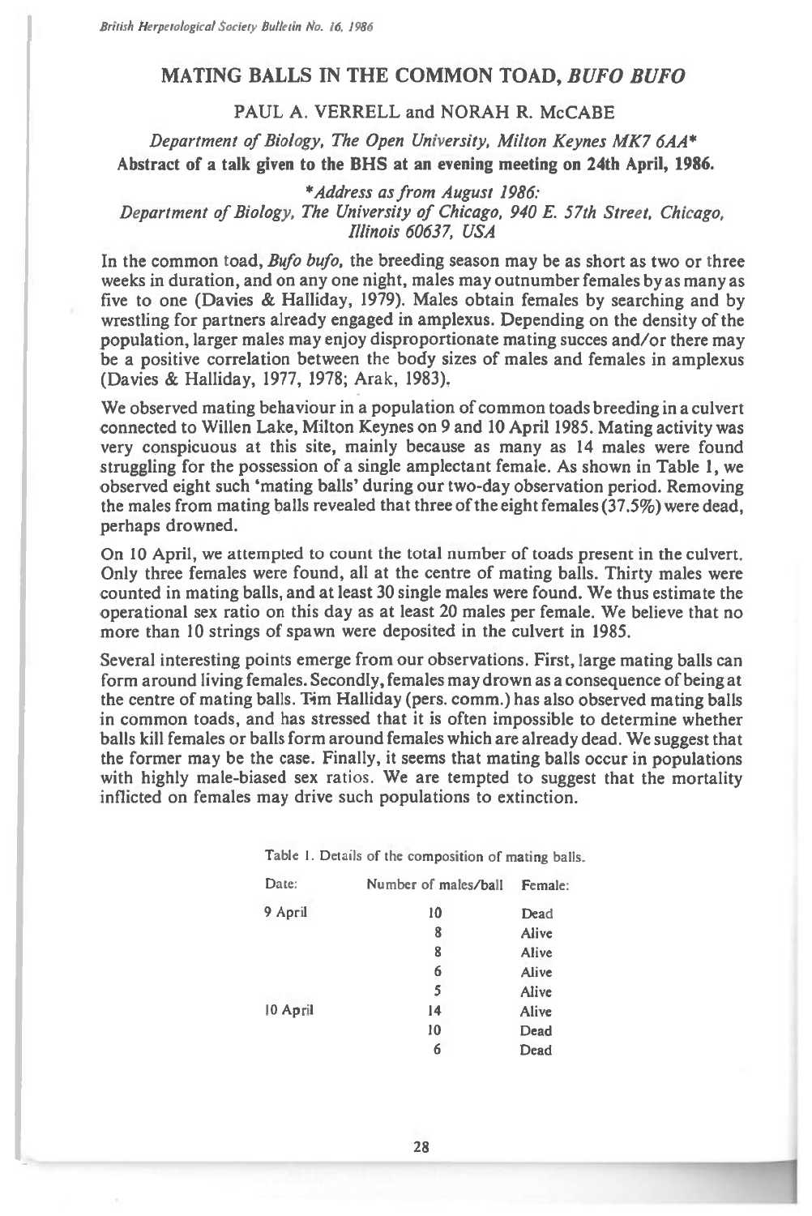# MATING BALLS IN THE COMMON TOAD, *BUFO BUFO*

PAUL A. VERRELL and NORAH R. McCABE

*Department of Biology, The Open University, Milton Keynes MK7 6AA**

**Abstract of a talk given to the BHS at an evening meeting on 24th April, 1986.**

**Address as from August 1986:*
*Department of Biology, The University of Chicago, 940 E. 57th Street, Chicago, Illinois 60637, USA*

In the common toad, *Bufo bufo*, the breeding season may be as short as two or three weeks in duration, and on any one night, males may outnumber females by as many as five to one (Davies & Halliday, 1979). Males obtain females by searching and by wrestling for partners already engaged in amplexus. Depending on the density of the population, larger males may enjoy disproportionate mating succes and/or there may be a positive correlation between the body sizes of males and females in amplexus (Davies & Halliday, 1977, 1978; Arak, 1983).

We observed mating behaviour in a population of common toads breeding in a culvert connected to Willen Lake, Milton Keynes on 9 and 10 April 1985. Mating activity was very conspicuous at this site, mainly because as many as 14 males were found struggling for the possession of a single amplectant female. As shown in Table 1, we observed eight such 'mating balls' during our two-day observation period. Removing the males from mating balls revealed that three of the eight females (37.5%) were dead, perhaps drowned.

On 10 April, we attempted to count the total number of toads present in the culvert. Only three females were found, all at the centre of mating balls. Thirty males were counted in mating balls, and at least 30 single males were found. We thus estimate the operational sex ratio on this day as at least 20 males per female. We believe that no more than 10 strings of spawn were deposited in the culvert in 1985.

Several interesting points emerge from our observations. First, large mating balls can form around living females. Secondly, females may drown as a consequence of being at the centre of mating balls. Tim Halliday (pers. comm.) has also observed mating balls in common toads, and has stressed that it is often impossible to determine whether balls kill females or balls form around females which are already dead. We suggest that the former may be the case. Finally, it seems that mating balls occur in populations with highly male-biased sex ratios. We are tempted to suggest that the mortality inflicted on females may drive such populations to extinction.

Table 1. Details of the composition of mating balls.

| Date: | Number of males/ball | Female: |
|---|---|---|
| 9 April | 10 | Dead |
| | 8 | Alive |
| | 8 | Alive |
| | 6 | Alive |
| | 5 | Alive |
| 10 April | 14 | Alive |
| | 10 | Dead |
| | 6 | Dead |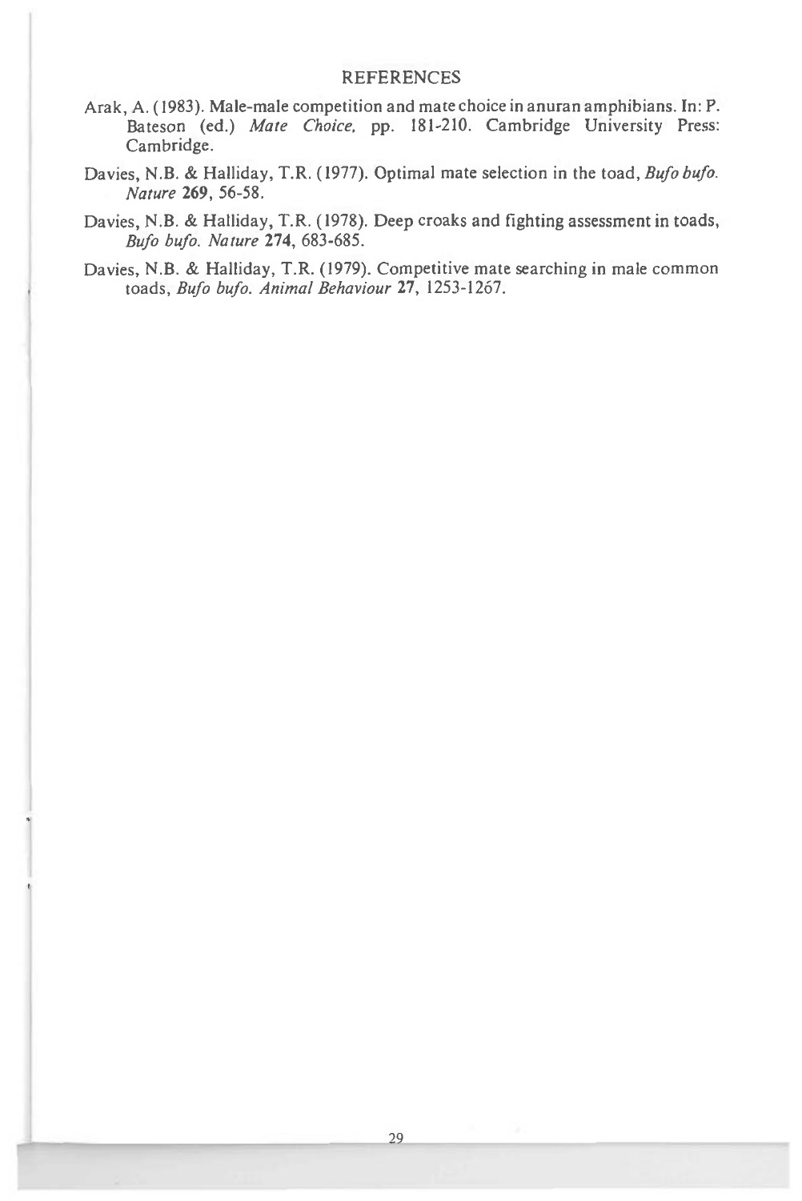## REFERENCES

Arak, A. (1983). Male-male competition and mate choice in anuran amphibians. In: P. Bateson (ed.) *Mate Choice*, pp. 181-210. Cambridge University Press: Cambridge.

Davies, N.B. & Halliday, T.R. (1977). Optimal mate selection in the toad, *Bufo bufo*. *Nature* **269**, 56-58.

Davies, N.B. & Halliday, T.R. (1978). Deep croaks and fighting assessment in toads, *Bufo bufo*. *Nature* **274**, 683-685.

Davies, N.B. & Halliday, T.R. (1979). Competitive mate searching in male common toads, *Bufo bufo*. *Animal Behaviour* **27**, 1253-1267.